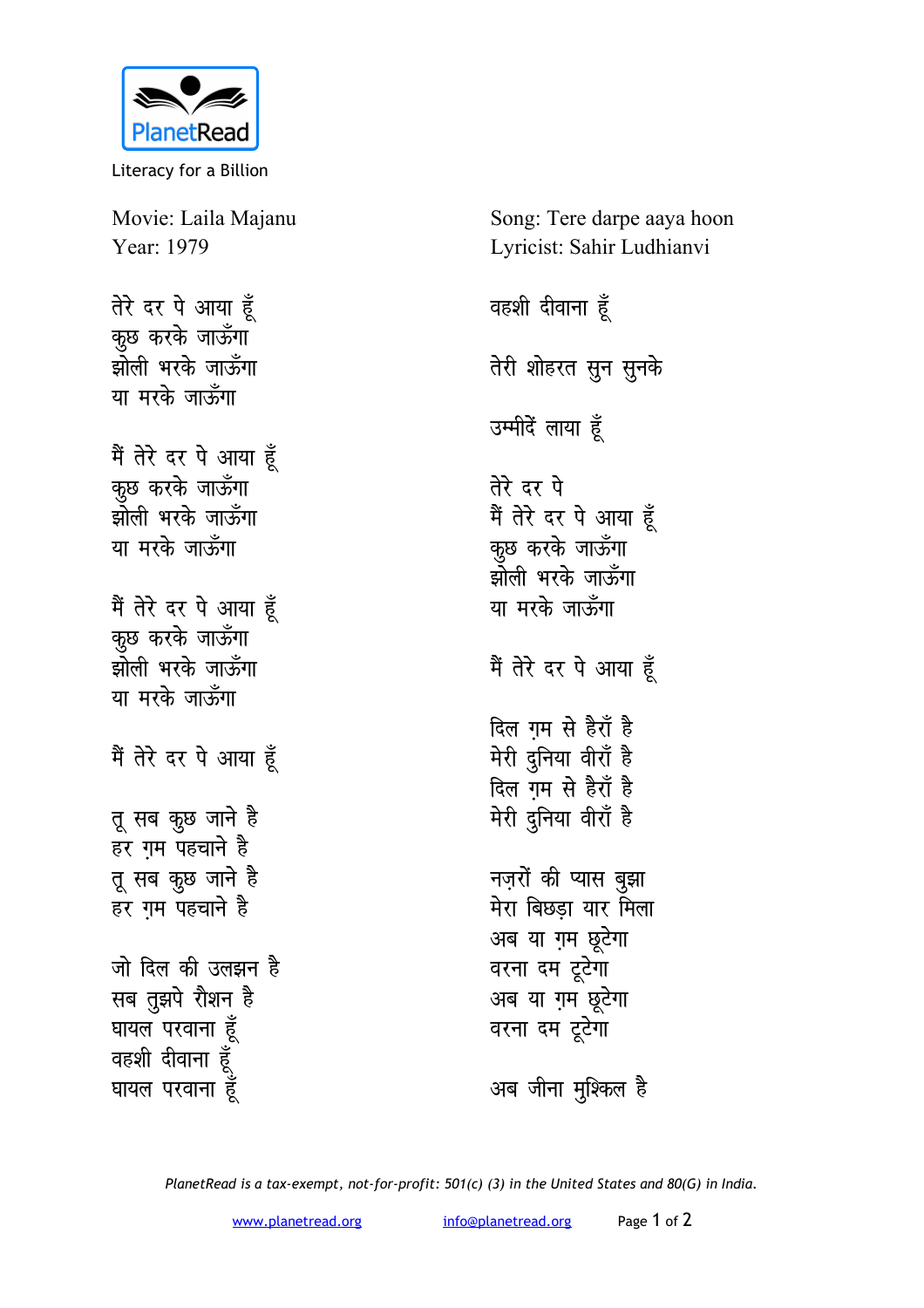Literacy for a Billion

Movie: Laila Majanu
Year: 1979

Song: Tere darpe aaya hoon
Lyricist: Sahir Ludhianvi

तेरे दर पे आया हूँ
कुछ करके जाऊँगा
झोली भरके जाऊँगा
या मरके जाऊँगा

मैं तेरे दर पे आया हूँ
कुछ करके जाऊँगा
झोली भरके जाऊँगा
या मरके जाऊँगा

मैं तेरे दर पे आया हूँ
कुछ करके जाऊँगा
झोली भरके जाऊँगा
या मरके जाऊँगा

मैं तेरे दर पे आया हूँ

तू सब कुछ जाने है
हर ग़म पहचाने है
तू सब कुछ जाने है
हर ग़म पहचाने है

जो दिल की उलझन है
सब तुझपे रौशन है
घायल परवाना हूँ
वहशी दीवाना हूँ
घायल परवाना हूँ
वहशी दीवाना हूँ

तेरी शोहरत सुन सुनके

उम्मीदें लाया हूँ

तेरे दर पे
मैं तेरे दर पे आया हूँ
कुछ करके जाऊँगा
झोली भरके जाऊँगा
या मरके जाऊँगा

मैं तेरे दर पे आया हूँ

दिल ग़म से हैराँ है
मेरी दुनिया वीराँ है
दिल ग़म से हैराँ है
मेरी दुनिया वीराँ है

नज़रों की प्यास बुझा
मेरा बिछड़ा यार मिला
अब या ग़म छूटेगा
वरना दम टूटेगा
अब या ग़म छूटेगा
वरना दम टूटेगा

अब जीना मुश्किल है

*PlanetRead is a tax-exempt, not-for-profit: 501(c) (3) in the United States and 80(G) in India.*

www.planetread.org info@planetread.org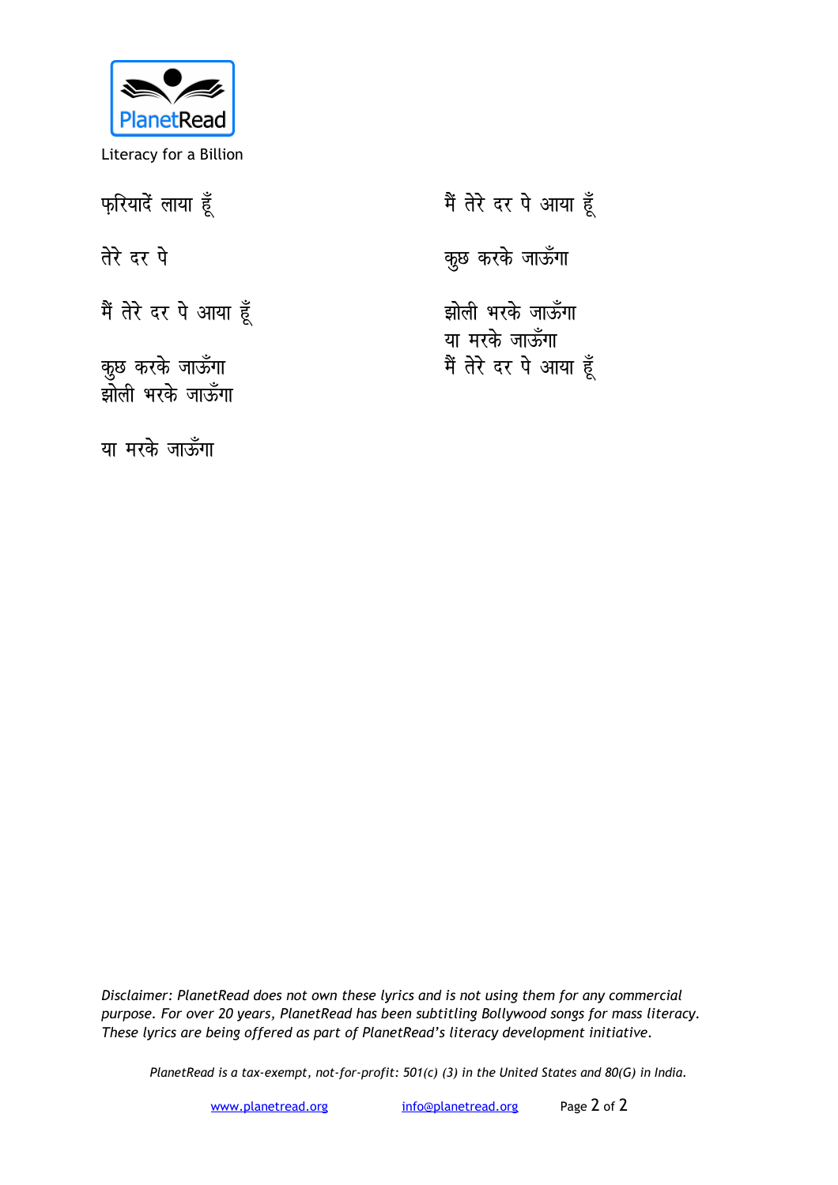फ़रियादें लाया हूँ

तेरे दर पे

मैं तेरे दर पे आया हूँ

कुछ करके जाऊँगा
झोली भरके जाऊँगा

या मरके जाऊँगा

मैं तेरे दर पे आया हूँ

कुछ करके जाऊँगा

झोली भरके जाऊँगा
या मरके जाऊँगा
मैं तेरे दर पे आया हूँ

*Disclaimer: PlanetRead does not own these lyrics and is not using them for any commercial purpose. For over 20 years, PlanetRead has been subtitling Bollywood songs for mass literacy. These lyrics are being offered as part of PlanetRead's literacy development initiative.*

*PlanetRead is a tax-exempt, not-for-profit: 501(c) (3) in the United States and 80(G) in India.*

www.planetread.org info@planetread.org